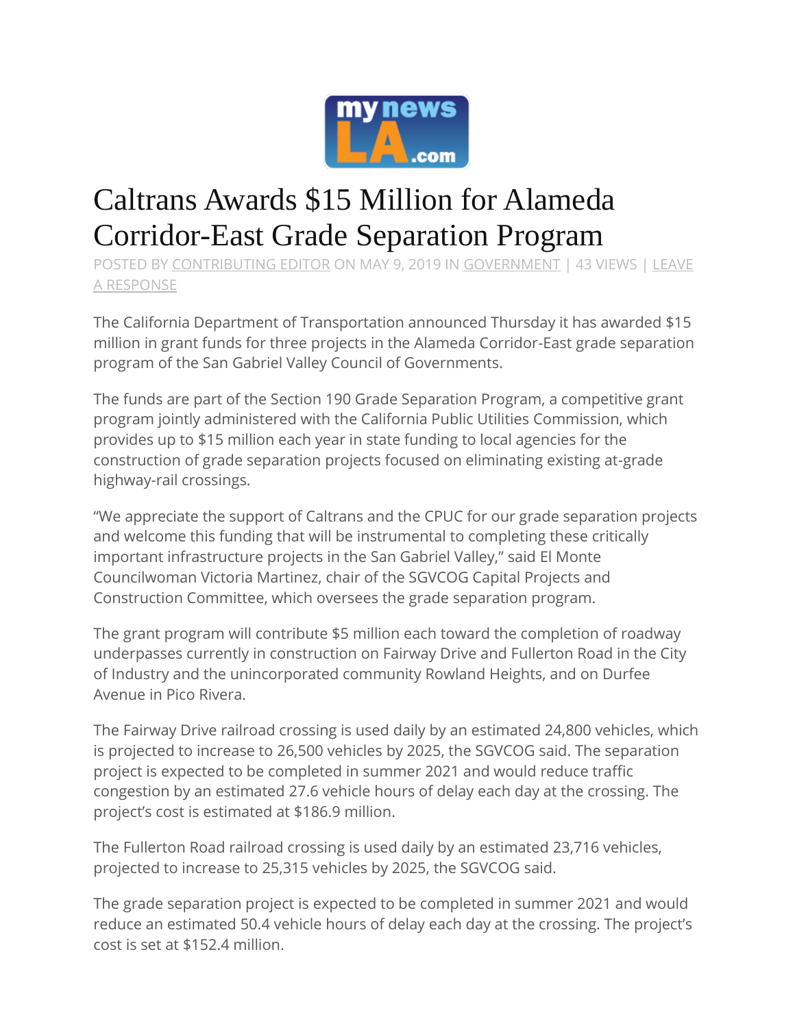# Caltrans Awards $15 Million for Alameda Corridor-East Grade Separation Program

POSTED BY CONTRIBUTING EDITOR ON MAY 9, 2019 IN GOVERNMENT | 43 VIEWS | LEAVE A RESPONSE

The California Department of Transportation announced Thursday it has awarded $15 million in grant funds for three projects in the Alameda Corridor-East grade separation program of the San Gabriel Valley Council of Governments.

The funds are part of the Section 190 Grade Separation Program, a competitive grant program jointly administered with the California Public Utilities Commission, which provides up to $15 million each year in state funding to local agencies for the construction of grade separation projects focused on eliminating existing at-grade highway-rail crossings.

"We appreciate the support of Caltrans and the CPUC for our grade separation projects and welcome this funding that will be instrumental to completing these critically important infrastructure projects in the San Gabriel Valley," said El Monte Councilwoman Victoria Martinez, chair of the SGVCOG Capital Projects and Construction Committee, which oversees the grade separation program.

The grant program will contribute $5 million each toward the completion of roadway underpasses currently in construction on Fairway Drive and Fullerton Road in the City of Industry and the unincorporated community Rowland Heights, and on Durfee Avenue in Pico Rivera.

The Fairway Drive railroad crossing is used daily by an estimated 24,800 vehicles, which is projected to increase to 26,500 vehicles by 2025, the SGVCOG said. The separation project is expected to be completed in summer 2021 and would reduce traffic congestion by an estimated 27.6 vehicle hours of delay each day at the crossing. The project's cost is estimated at $186.9 million.

The Fullerton Road railroad crossing is used daily by an estimated 23,716 vehicles, projected to increase to 25,315 vehicles by 2025, the SGVCOG said.

The grade separation project is expected to be completed in summer 2021 and would reduce an estimated 50.4 vehicle hours of delay each day at the crossing. The project's cost is set at $152.4 million.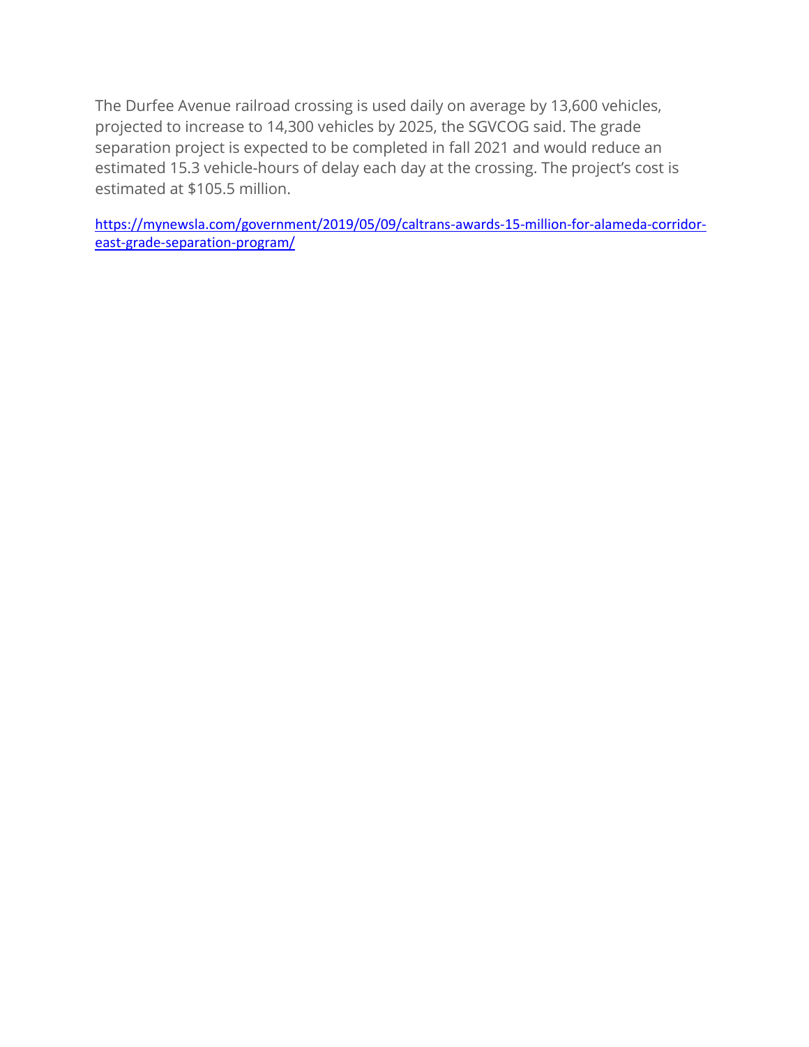The Durfee Avenue railroad crossing is used daily on average by 13,600 vehicles, projected to increase to 14,300 vehicles by 2025, the SGVCOG said. The grade separation project is expected to be completed in fall 2021 and would reduce an estimated 15.3 vehicle-hours of delay each day at the crossing. The project's cost is estimated at $105.5 million.

https://mynewsla.com/government/2019/05/09/caltrans-awards-15-million-for-alameda-corridor-east-grade-separation-program/